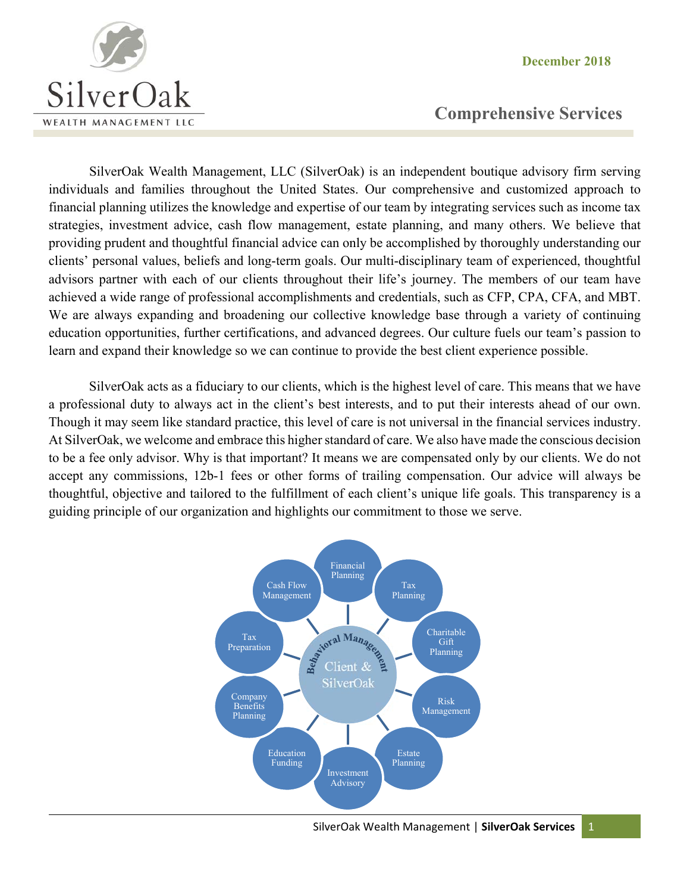December 2018

# Comprehensive Services

SilverOak Wealth Management, LLC (SilverOak) is an independent boutique advisory firm serving individuals and families throughout the United States. Our comprehensive and customized approach to financial planning utilizes the knowledge and expertise of our team by integrating services such as income tax strategies, investment advice, cash flow management, estate planning, and many others. We believe that providing prudent and thoughtful financial advice can only be accomplished by thoroughly understanding our clients' personal values, beliefs and long-term goals. Our multi-disciplinary team of experienced, thoughtful advisors partner with each of our clients throughout their life's journey. The members of our team have achieved a wide range of professional accomplishments and credentials, such as CFP, CPA, CFA, and MBT. We are always expanding and broadening our collective knowledge base through a variety of continuing education opportunities, further certifications, and advanced degrees. Our culture fuels our team's passion to learn and expand their knowledge so we can continue to provide the best client experience possible.

SilverOak acts as a fiduciary to our clients, which is the highest level of care. This means that we have a professional duty to always act in the client's best interests, and to put their interests ahead of our own. Though it may seem like standard practice, this level of care is not universal in the financial services industry. At SilverOak, we welcome and embrace this higher standard of care. We also have made the conscious decision to be a fee only advisor. Why is that important? It means we are compensated only by our clients. We do not accept any commissions, 12b-1 fees or other forms of trailing compensation. Our advice will always be thoughtful, objective and tailored to the fulfillment of each client's unique life goals. This transparency is a guiding principle of our organization and highlights our commitment to those we serve.

Behavioral Management

Client & SilverOak

- Financial Planning
- Tax Planning
- Charitable Gift Planning
- Risk Management
- Estate Planning
- Investment Advisory
- Education Funding
- Company Benefits Planning
- Tax Preparation
- Cash Flow Management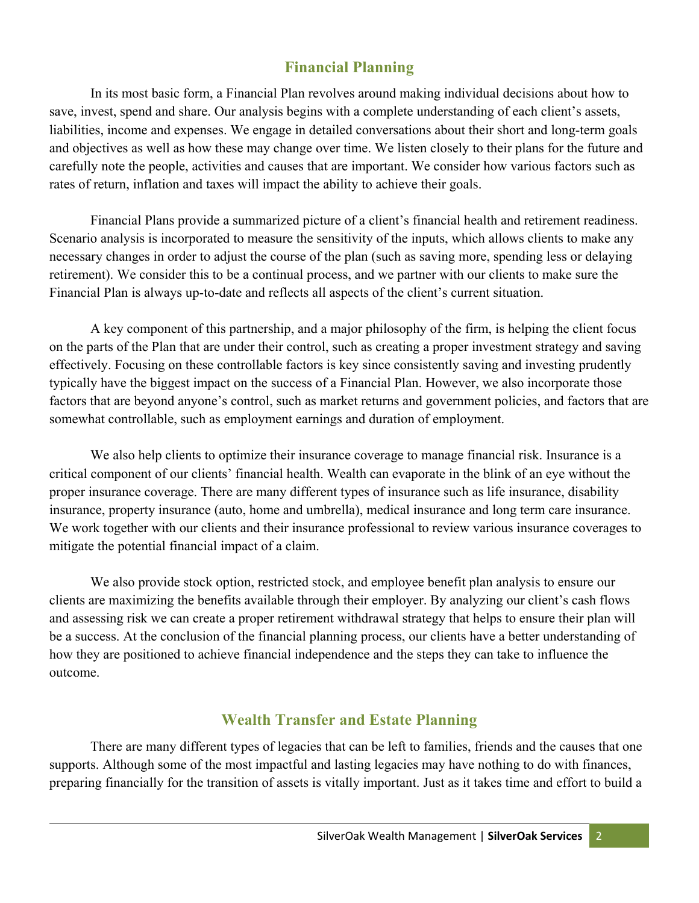## Financial Planning

In its most basic form, a Financial Plan revolves around making individual decisions about how to save, invest, spend and share. Our analysis begins with a complete understanding of each client's assets, liabilities, income and expenses. We engage in detailed conversations about their short and long-term goals and objectives as well as how these may change over time. We listen closely to their plans for the future and carefully note the people, activities and causes that are important. We consider how various factors such as rates of return, inflation and taxes will impact the ability to achieve their goals.

Financial Plans provide a summarized picture of a client's financial health and retirement readiness. Scenario analysis is incorporated to measure the sensitivity of the inputs, which allows clients to make any necessary changes in order to adjust the course of the plan (such as saving more, spending less or delaying retirement). We consider this to be a continual process, and we partner with our clients to make sure the Financial Plan is always up-to-date and reflects all aspects of the client's current situation.

A key component of this partnership, and a major philosophy of the firm, is helping the client focus on the parts of the Plan that are under their control, such as creating a proper investment strategy and saving effectively. Focusing on these controllable factors is key since consistently saving and investing prudently typically have the biggest impact on the success of a Financial Plan. However, we also incorporate those factors that are beyond anyone's control, such as market returns and government policies, and factors that are somewhat controllable, such as employment earnings and duration of employment.

We also help clients to optimize their insurance coverage to manage financial risk. Insurance is a critical component of our clients' financial health. Wealth can evaporate in the blink of an eye without the proper insurance coverage. There are many different types of insurance such as life insurance, disability insurance, property insurance (auto, home and umbrella), medical insurance and long term care insurance. We work together with our clients and their insurance professional to review various insurance coverages to mitigate the potential financial impact of a claim.

We also provide stock option, restricted stock, and employee benefit plan analysis to ensure our clients are maximizing the benefits available through their employer. By analyzing our client's cash flows and assessing risk we can create a proper retirement withdrawal strategy that helps to ensure their plan will be a success. At the conclusion of the financial planning process, our clients have a better understanding of how they are positioned to achieve financial independence and the steps they can take to influence the outcome.

## Wealth Transfer and Estate Planning

There are many different types of legacies that can be left to families, friends and the causes that one supports. Although some of the most impactful and lasting legacies may have nothing to do with finances, preparing financially for the transition of assets is vitally important. Just as it takes time and effort to build a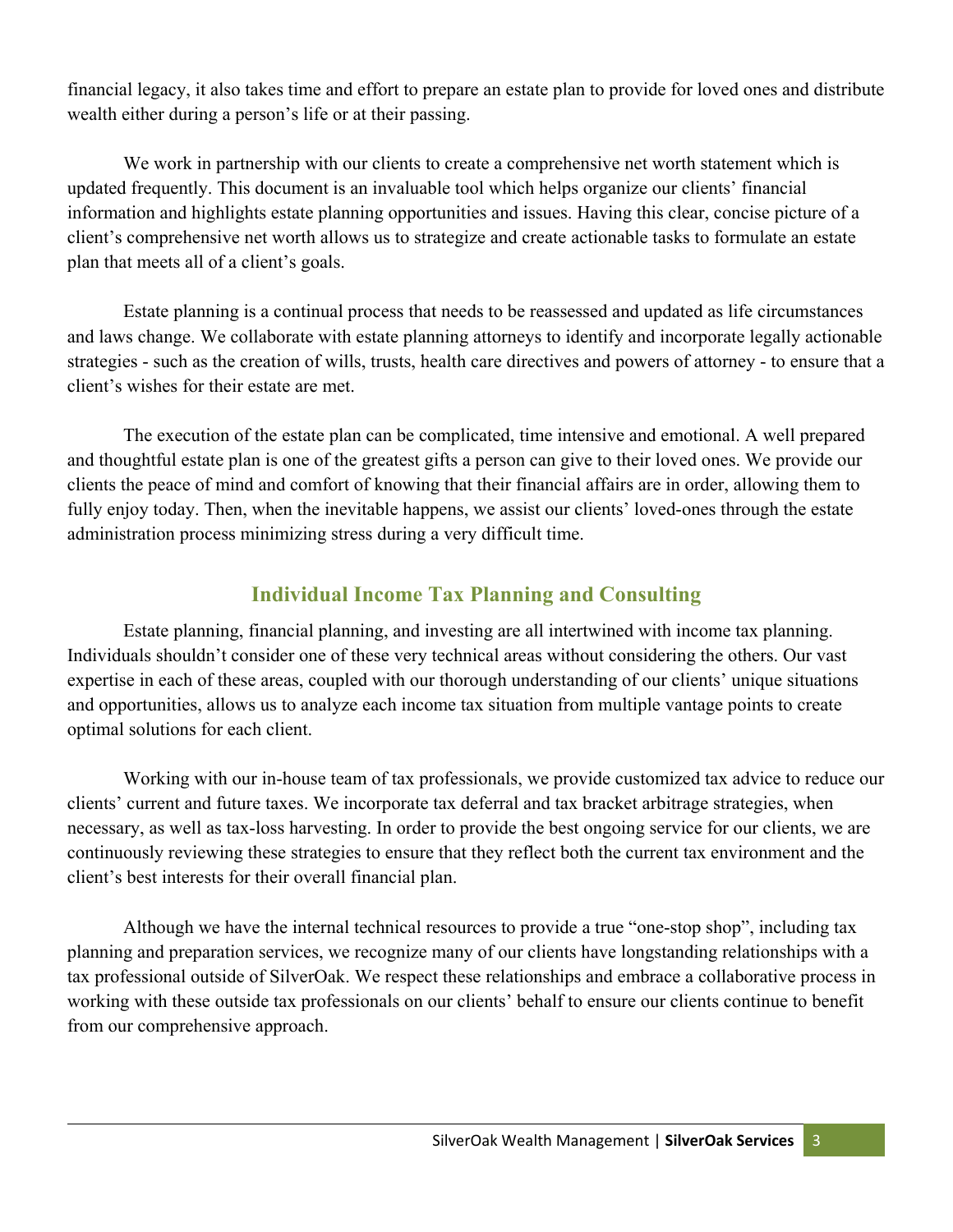financial legacy, it also takes time and effort to prepare an estate plan to provide for loved ones and distribute wealth either during a person's life or at their passing.

We work in partnership with our clients to create a comprehensive net worth statement which is updated frequently. This document is an invaluable tool which helps organize our clients' financial information and highlights estate planning opportunities and issues. Having this clear, concise picture of a client's comprehensive net worth allows us to strategize and create actionable tasks to formulate an estate plan that meets all of a client's goals.

Estate planning is a continual process that needs to be reassessed and updated as life circumstances and laws change. We collaborate with estate planning attorneys to identify and incorporate legally actionable strategies - such as the creation of wills, trusts, health care directives and powers of attorney - to ensure that a client's wishes for their estate are met.

The execution of the estate plan can be complicated, time intensive and emotional. A well prepared and thoughtful estate plan is one of the greatest gifts a person can give to their loved ones. We provide our clients the peace of mind and comfort of knowing that their financial affairs are in order, allowing them to fully enjoy today. Then, when the inevitable happens, we assist our clients' loved-ones through the estate administration process minimizing stress during a very difficult time.

## Individual Income Tax Planning and Consulting

Estate planning, financial planning, and investing are all intertwined with income tax planning. Individuals shouldn't consider one of these very technical areas without considering the others. Our vast expertise in each of these areas, coupled with our thorough understanding of our clients' unique situations and opportunities, allows us to analyze each income tax situation from multiple vantage points to create optimal solutions for each client.

Working with our in-house team of tax professionals, we provide customized tax advice to reduce our clients' current and future taxes. We incorporate tax deferral and tax bracket arbitrage strategies, when necessary, as well as tax-loss harvesting. In order to provide the best ongoing service for our clients, we are continuously reviewing these strategies to ensure that they reflect both the current tax environment and the client's best interests for their overall financial plan.

Although we have the internal technical resources to provide a true "one-stop shop", including tax planning and preparation services, we recognize many of our clients have longstanding relationships with a tax professional outside of SilverOak. We respect these relationships and embrace a collaborative process in working with these outside tax professionals on our clients' behalf to ensure our clients continue to benefit from our comprehensive approach.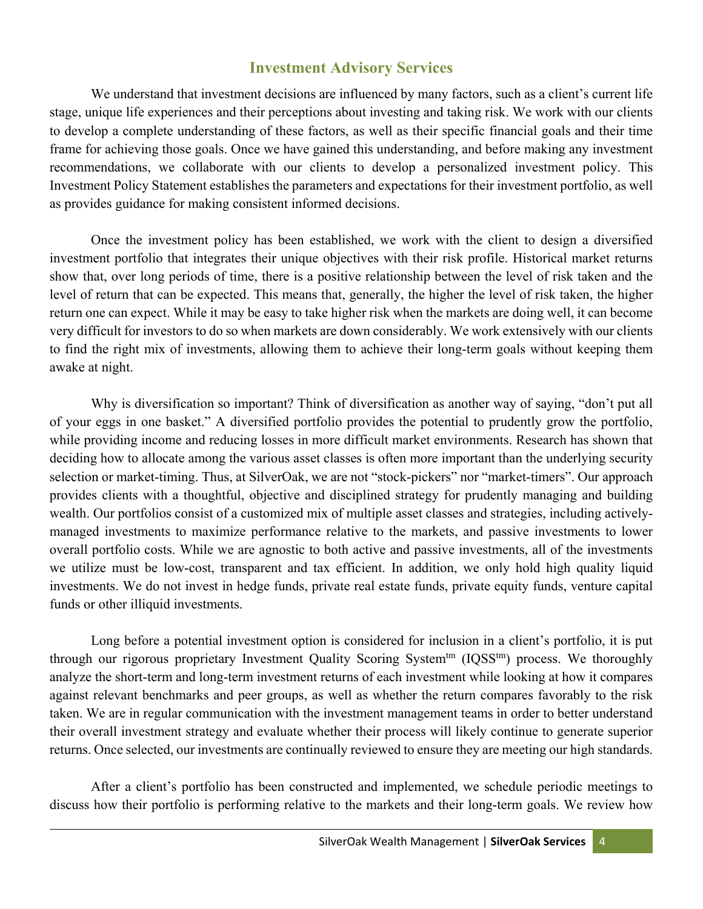## Investment Advisory Services

We understand that investment decisions are influenced by many factors, such as a client's current life stage, unique life experiences and their perceptions about investing and taking risk. We work with our clients to develop a complete understanding of these factors, as well as their specific financial goals and their time frame for achieving those goals. Once we have gained this understanding, and before making any investment recommendations, we collaborate with our clients to develop a personalized investment policy. This Investment Policy Statement establishes the parameters and expectations for their investment portfolio, as well as provides guidance for making consistent informed decisions.

Once the investment policy has been established, we work with the client to design a diversified investment portfolio that integrates their unique objectives with their risk profile. Historical market returns show that, over long periods of time, there is a positive relationship between the level of risk taken and the level of return that can be expected. This means that, generally, the higher the level of risk taken, the higher return one can expect. While it may be easy to take higher risk when the markets are doing well, it can become very difficult for investors to do so when markets are down considerably. We work extensively with our clients to find the right mix of investments, allowing them to achieve their long-term goals without keeping them awake at night.

Why is diversification so important? Think of diversification as another way of saying, "don't put all of your eggs in one basket." A diversified portfolio provides the potential to prudently grow the portfolio, while providing income and reducing losses in more difficult market environments. Research has shown that deciding how to allocate among the various asset classes is often more important than the underlying security selection or market-timing. Thus, at SilverOak, we are not "stock-pickers" nor "market-timers". Our approach provides clients with a thoughtful, objective and disciplined strategy for prudently managing and building wealth. Our portfolios consist of a customized mix of multiple asset classes and strategies, including actively-managed investments to maximize performance relative to the markets, and passive investments to lower overall portfolio costs. While we are agnostic to both active and passive investments, all of the investments we utilize must be low-cost, transparent and tax efficient. In addition, we only hold high quality liquid investments. We do not invest in hedge funds, private real estate funds, private equity funds, venture capital funds or other illiquid investments.

Long before a potential investment option is considered for inclusion in a client's portfolio, it is put through our rigorous proprietary Investment Quality Scoring System™ (IQSS™) process. We thoroughly analyze the short-term and long-term investment returns of each investment while looking at how it compares against relevant benchmarks and peer groups, as well as whether the return compares favorably to the risk taken. We are in regular communication with the investment management teams in order to better understand their overall investment strategy and evaluate whether their process will likely continue to generate superior returns. Once selected, our investments are continually reviewed to ensure they are meeting our high standards.

After a client's portfolio has been constructed and implemented, we schedule periodic meetings to discuss how their portfolio is performing relative to the markets and their long-term goals. We review how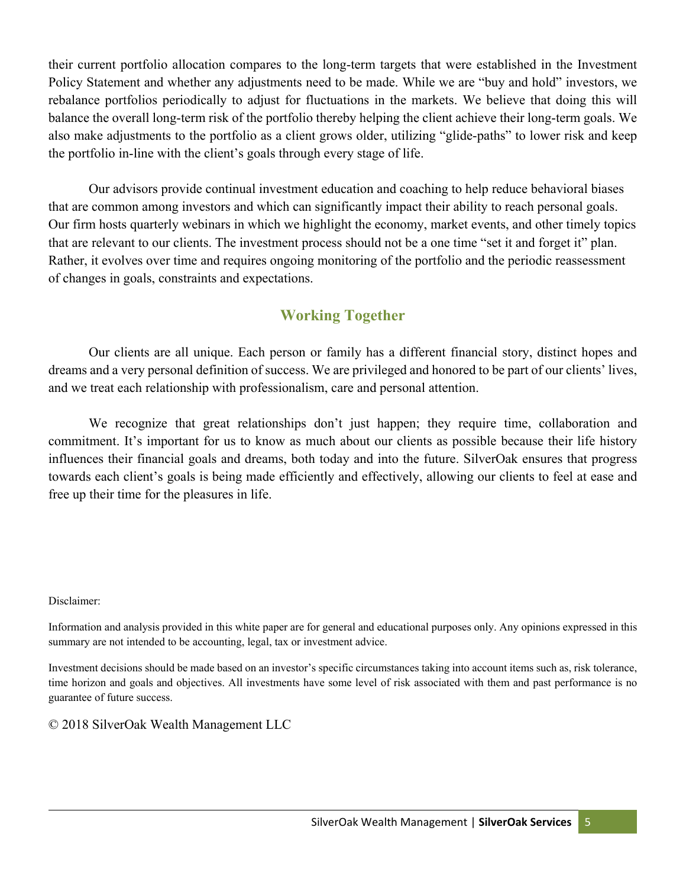their current portfolio allocation compares to the long-term targets that were established in the Investment Policy Statement and whether any adjustments need to be made. While we are "buy and hold" investors, we rebalance portfolios periodically to adjust for fluctuations in the markets. We believe that doing this will balance the overall long-term risk of the portfolio thereby helping the client achieve their long-term goals. We also make adjustments to the portfolio as a client grows older, utilizing "glide-paths" to lower risk and keep the portfolio in-line with the client's goals through every stage of life.

Our advisors provide continual investment education and coaching to help reduce behavioral biases that are common among investors and which can significantly impact their ability to reach personal goals. Our firm hosts quarterly webinars in which we highlight the economy, market events, and other timely topics that are relevant to our clients. The investment process should not be a one time "set it and forget it" plan. Rather, it evolves over time and requires ongoing monitoring of the portfolio and the periodic reassessment of changes in goals, constraints and expectations.

## Working Together

Our clients are all unique. Each person or family has a different financial story, distinct hopes and dreams and a very personal definition of success. We are privileged and honored to be part of our clients' lives, and we treat each relationship with professionalism, care and personal attention.

We recognize that great relationships don't just happen; they require time, collaboration and commitment. It's important for us to know as much about our clients as possible because their life history influences their financial goals and dreams, both today and into the future. SilverOak ensures that progress towards each client's goals is being made efficiently and effectively, allowing our clients to feel at ease and free up their time for the pleasures in life.

Disclaimer:

Information and analysis provided in this white paper are for general and educational purposes only. Any opinions expressed in this summary are not intended to be accounting, legal, tax or investment advice.

Investment decisions should be made based on an investor's specific circumstances taking into account items such as, risk tolerance, time horizon and goals and objectives. All investments have some level of risk associated with them and past performance is no guarantee of future success.

© 2018 SilverOak Wealth Management LLC